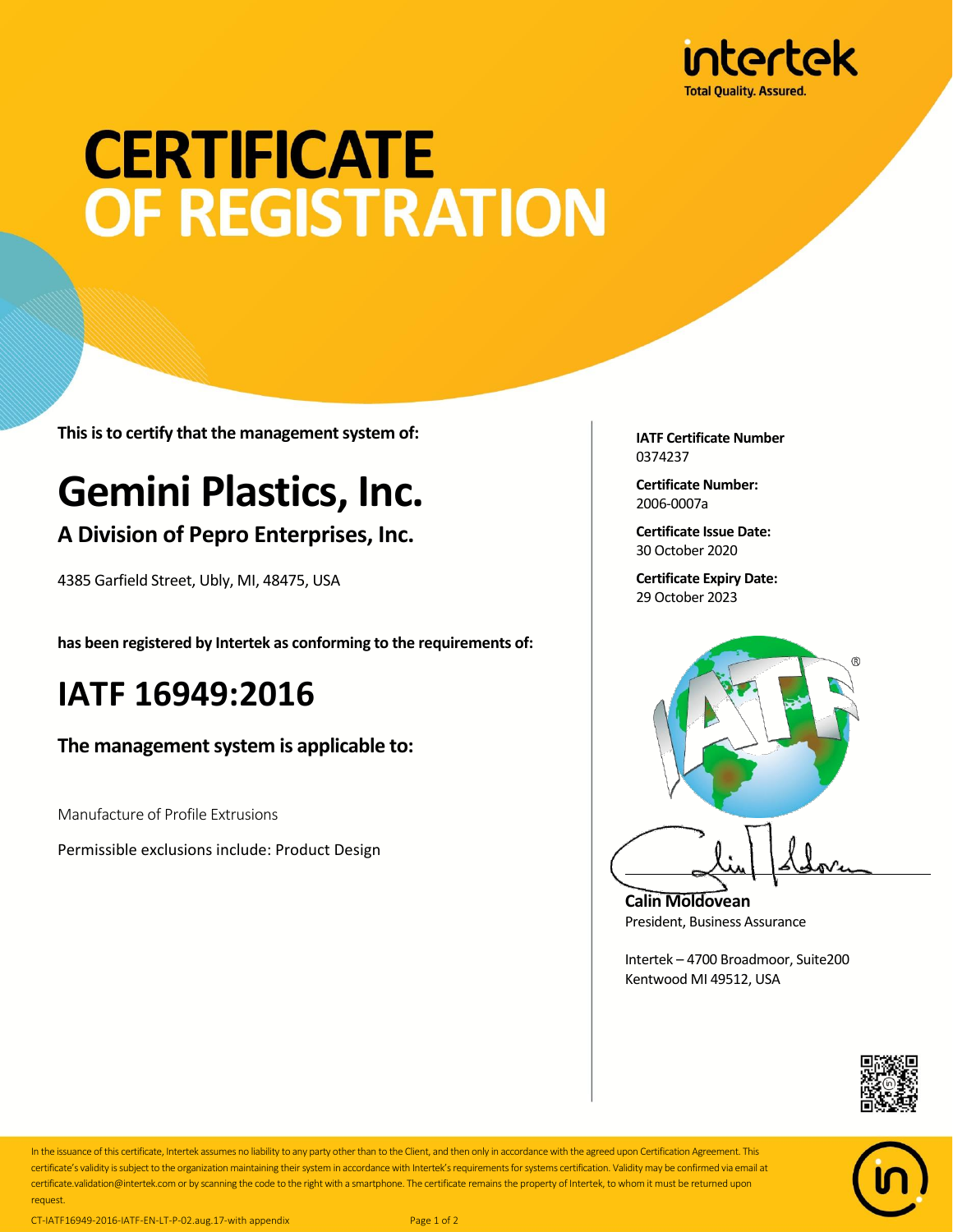intertek
Total Quality. Assured.

# CERTIFICATE OF REGISTRATION

**This is to certify that the management system of:**

# Gemini Plastics, Inc.

### A Division of Pepro Enterprises, Inc.

4385 Garfield Street, Ubly, MI, 48475, USA

**has been registered by Intertek as conforming to the requirements of:**

# IATF 16949:2016

**The management system is applicable to:**

Manufacture of Profile Extrusions

Permissible exclusions include: Product Design

**IATF Certificate Number**
0374237

**Certificate Number:**
2006-0007a

**Certificate Issue Date:**
30 October 2020

**Certificate Expiry Date:**
29 October 2023

**Calin Moldovean**
President, Business Assurance

Intertek – 4700 Broadmoor, Suite200
Kentwood MI 49512, USA

In the issuance of this certificate, Intertek assumes no liability to any party other than to the Client, and then only in accordance with the agreed upon Certification Agreement. This certificate's validity is subject to the organization maintaining their system in accordance with Intertek's requirements for systems certification. Validity may be confirmed via email at certificate.validation@intertek.com or by scanning the code to the right with a smartphone. The certificate remains the property of Intertek, to whom it must be returned upon request.

CT-IATF16949-2016-IATF-EN-LT-P-02.aug.17-with appendix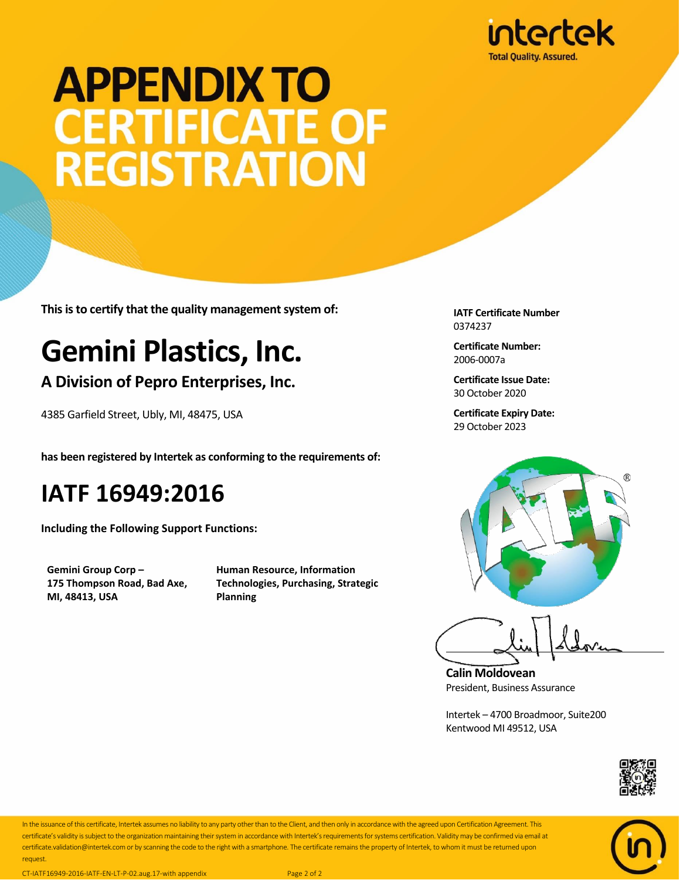intertek
Total Quality. Assured.

# APPENDIX TO CERTIFICATE OF REGISTRATION

**This is to certify that the quality management system of:**

## Gemini Plastics, Inc.

### A Division of Pepro Enterprises, Inc.

4385 Garfield Street, Ubly, MI, 48475, USA

**has been registered by Intertek as conforming to the requirements of:**

# IATF 16949:2016

**Including the Following Support Functions:**

| | |
|---|---|
| **Gemini Group Corp – 175 Thompson Road, Bad Axe, MI, 48413, USA** | **Human Resource, Information Technologies, Purchasing, Strategic Planning** |

**IATF Certificate Number**
0374237

**Certificate Number:**
2006-0007a

**Certificate Issue Date:**
30 October 2020

**Certificate Expiry Date:**
29 October 2023

**Calin Moldovean**
President, Business Assurance

Intertek – 4700 Broadmoor, Suite200
Kentwood MI 49512, USA

In the issuance of this certificate, Intertek assumes no liability to any party other than to the Client, and then only in accordance with the agreed upon Certification Agreement. This certificate's validity is subject to the organization maintaining their system in accordance with Intertek's requirements for systems certification. Validity may be confirmed via email at certificate.validation@intertek.com or by scanning the code to the right with a smartphone. The certificate remains the property of Intertek, to whom it must be returned upon request.

CT-IATF16949-2016-IATF-EN-LT-P-02.aug.17-with appendix